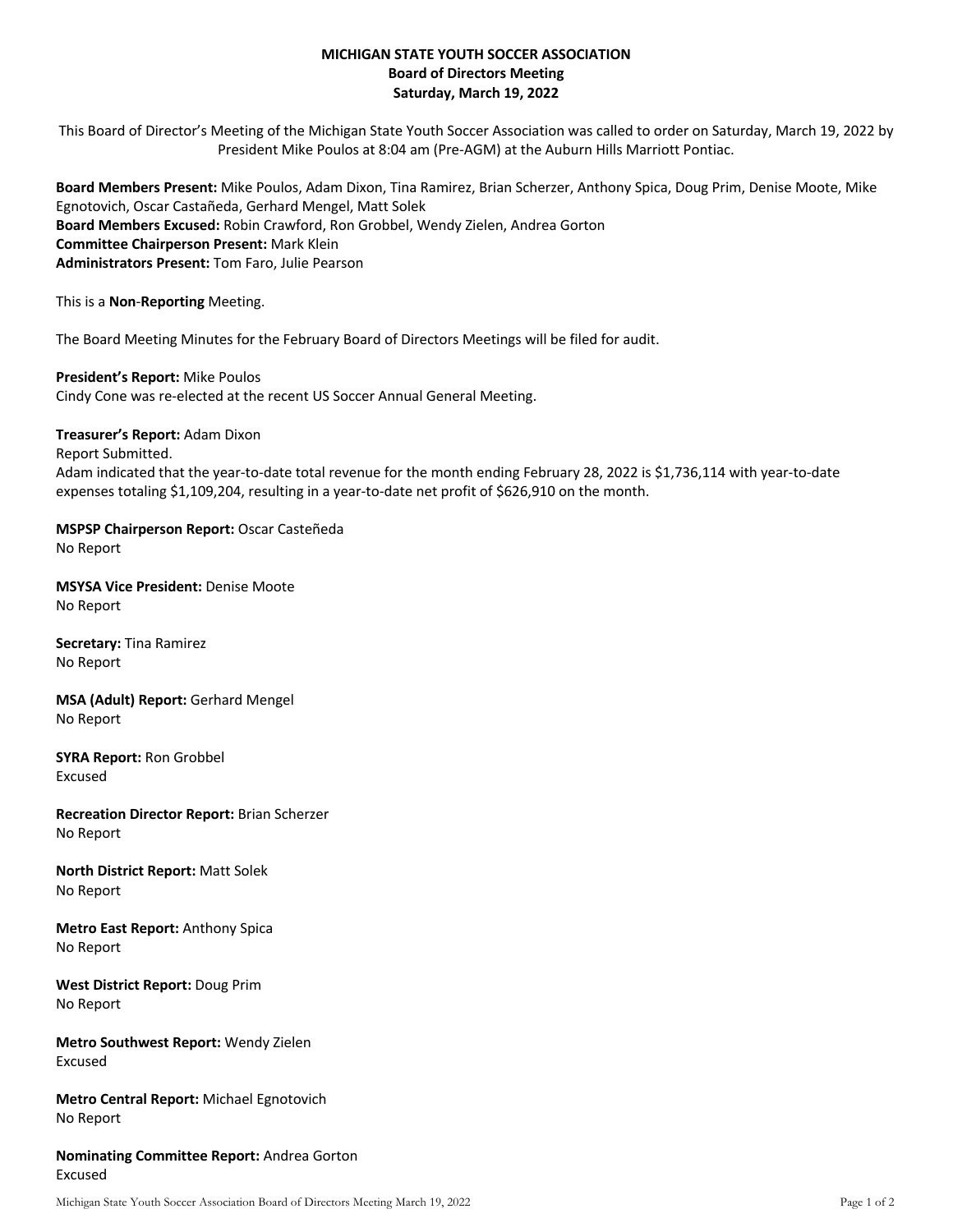**MICHIGAN STATE YOUTH SOCCER ASSOCIATION**
**Board of Directors Meeting**
**Saturday, March 19, 2022**

This Board of Director's Meeting of the Michigan State Youth Soccer Association was called to order on Saturday, March 19, 2022 by President Mike Poulos at 8:04 am (Pre-AGM) at the Auburn Hills Marriott Pontiac.

**Board Members Present:** Mike Poulos, Adam Dixon, Tina Ramirez, Brian Scherzer, Anthony Spica, Doug Prim, Denise Moote, Mike Egnotovich, Oscar Castañeda, Gerhard Mengel, Matt Solek
**Board Members Excused:** Robin Crawford, Ron Grobbel, Wendy Zielen, Andrea Gorton
**Committee Chairperson Present:** Mark Klein
**Administrators Present:** Tom Faro, Julie Pearson

This is a **Non**-**Reporting** Meeting.

The Board Meeting Minutes for the February Board of Directors Meetings will be filed for audit.

**President's Report:** Mike Poulos
Cindy Cone was re-elected at the recent US Soccer Annual General Meeting.

**Treasurer's Report:** Adam Dixon
Report Submitted.
Adam indicated that the year-to-date total revenue for the month ending February 28, 2022 is $1,736,114 with year-to-date expenses totaling $1,109,204, resulting in a year-to-date net profit of $626,910 on the month.

**MSPSP Chairperson Report:** Oscar Casteñeda
No Report

**MSYSA Vice President:** Denise Moote
No Report

**Secretary:** Tina Ramirez
No Report

**MSA (Adult) Report:** Gerhard Mengel
No Report

**SYRA Report:** Ron Grobbel
Excused

**Recreation Director Report:** Brian Scherzer
No Report

**North District Report:** Matt Solek
No Report

**Metro East Report:** Anthony Spica
No Report

**West District Report:** Doug Prim
No Report

**Metro Southwest Report:** Wendy Zielen
Excused

**Metro Central Report:** Michael Egnotovich
No Report

**Nominating Committee Report:** Andrea Gorton
Excused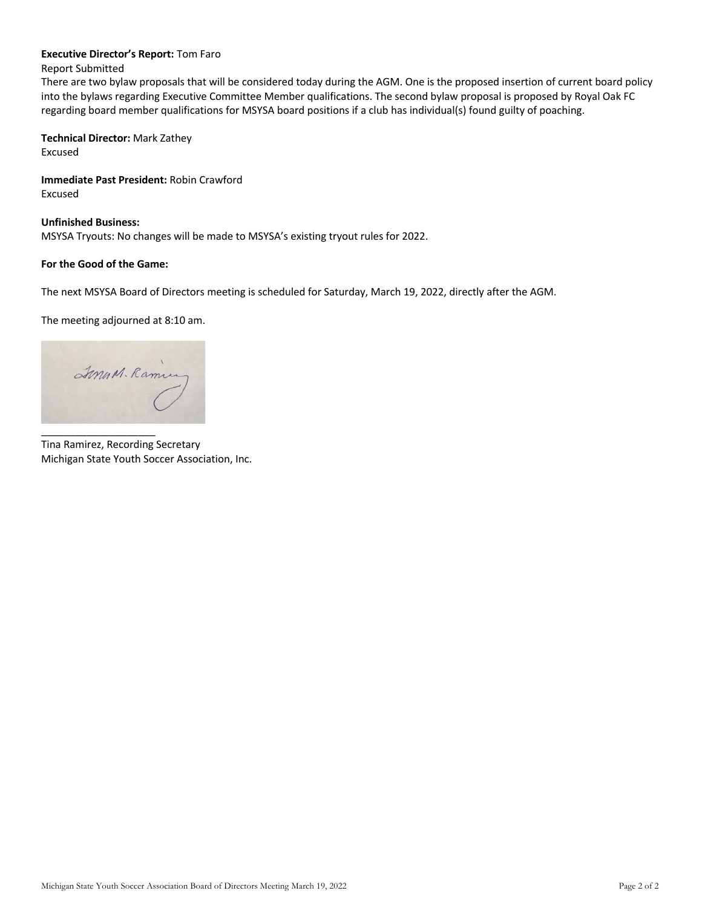**Executive Director's Report:** Tom Faro

Report Submitted

There are two bylaw proposals that will be considered today during the AGM. One is the proposed insertion of current board policy into the bylaws regarding Executive Committee Member qualifications. The second bylaw proposal is proposed by Royal Oak FC regarding board member qualifications for MSYSA board positions if a club has individual(s) found guilty of poaching.

**Technical Director:** Mark Zathey

Excused

**Immediate Past President:** Robin Crawford

Excused

**Unfinished Business:**

MSYSA Tryouts: No changes will be made to MSYSA's existing tryout rules for 2022.

**For the Good of the Game:**

The next MSYSA Board of Directors meeting is scheduled for Saturday, March 19, 2022, directly after the AGM.

The meeting adjourned at 8:10 am.

____________________

Tina Ramirez, Recording Secretary

Michigan State Youth Soccer Association, Inc.